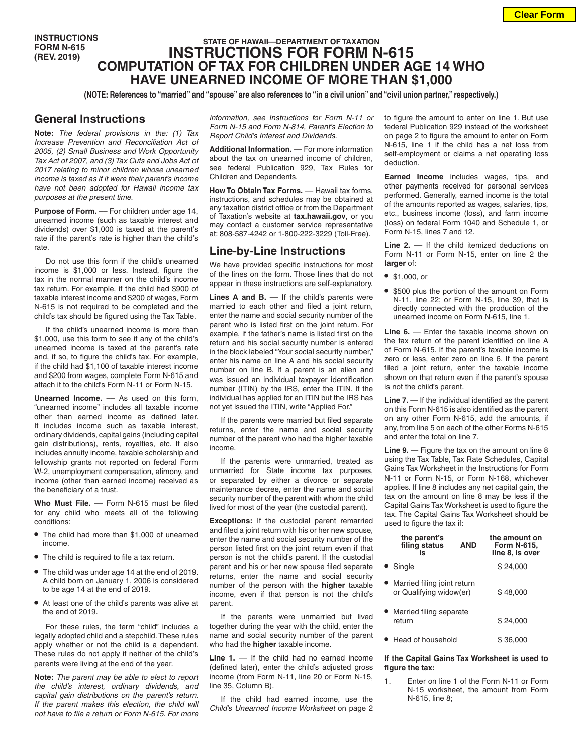INSTRUCTIONS FORM N-615 (REV. 2019)

STATE OF HAWAII—DEPARTMENT OF TAXATION

# INSTRUCTIONS FOR FORM N-615
# COMPUTATION OF TAX FOR CHILDREN UNDER AGE 14 WHO HAVE UNEARNED INCOME OF MORE THAN $1,000

**(NOTE: References to "married" and "spouse" are also references to "in a civil union" and "civil union partner," respectively.)**

## General Instructions

**Note:** *The federal provisions in the: (1) Tax Increase Prevention and Reconciliation Act of 2005, (2) Small Business and Work Opportunity Tax Act of 2007, and (3) Tax Cuts and Jobs Act of 2017 relating to minor children whose unearned income is taxed as if it were their parent's income have not been adopted for Hawaii income tax purposes at the present time.*

**Purpose of Form.** — For children under age 14, unearned income (such as taxable interest and dividends) over $1,000 is taxed at the parent's rate if the parent's rate is higher than the child's rate.

Do not use this form if the child's unearned income is $1,000 or less. Instead, figure the tax in the normal manner on the child's income tax return. For example, if the child had $900 of taxable interest income and $200 of wages, Form N-615 is not required to be completed and the child's tax should be figured using the Tax Table.

If the child's unearned income is more than $1,000, use this form to see if any of the child's unearned income is taxed at the parent's rate and, if so, to figure the child's tax. For example, if the child had $1,100 of taxable interest income and $200 from wages, complete Form N-615 and attach it to the child's Form N-11 or Form N-15.

**Unearned Income.** — As used on this form, "unearned income" includes all taxable income other than earned income as defined later. It includes income such as taxable interest, ordinary dividends, capital gains (including capital gain distributions), rents, royalties, etc. It also includes annuity income, taxable scholarship and fellowship grants not reported on federal Form W-2, unemployment compensation, alimony, and income (other than earned income) received as the beneficiary of a trust.

**Who Must File.** — Form N-615 must be filed for any child who meets all of the following conditions:

- The child had more than $1,000 of unearned income.
- The child is required to file a tax return.
- The child was under age 14 at the end of 2019. A child born on January 1, 2006 is considered to be age 14 at the end of 2019.
- At least one of the child's parents was alive at the end of 2019.

For these rules, the term "child" includes a legally adopted child and a stepchild. These rules apply whether or not the child is a dependent. These rules do not apply if neither of the child's parents were living at the end of the year.

**Note:** *The parent may be able to elect to report the child's interest, ordinary dividends, and capital gain distributions on the parent's return. If the parent makes this election, the child will not have to file a return or Form N-615. For more information, see Instructions for Form N-11 or Form N-15 and Form N-814, Parent's Election to Report Child's Interest and Dividends.*

**Additional Information.** — For more information about the tax on unearned income of children, see federal Publication 929, Tax Rules for Children and Dependents.

**How To Obtain Tax Forms.** — Hawaii tax forms, instructions, and schedules may be obtained at any taxation district office or from the Department of Taxation's website at **tax.hawaii.gov**, or you may contact a customer service representative at: 808-587-4242 or 1-800-222-3229 (Toll-Free).

## Line-by-Line Instructions

We have provided specific instructions for most of the lines on the form. Those lines that do not appear in these instructions are self-explanatory.

**Lines A and B.** — If the child's parents were married to each other and filed a joint return, enter the name and social security number of the parent who is listed first on the joint return. For example, if the father's name is listed first on the return and his social security number is entered in the block labeled "Your social security number," enter his name on line A and his social security number on line B. If a parent is an alien and was issued an individual taxpayer identification number (ITIN) by the IRS, enter the ITIN. If the individual has applied for an ITIN but the IRS has not yet issued the ITIN, write "Applied For."

If the parents were married but filed separate returns, enter the name and social security number of the parent who had the higher taxable income.

If the parents were unmarried, treated as unmarried for State income tax purposes, or separated by either a divorce or separate maintenance decree, enter the name and social security number of the parent with whom the child lived for most of the year (the custodial parent).

**Exceptions:** If the custodial parent remarried and filed a joint return with his or her new spouse, enter the name and social security number of the person listed first on the joint return even if that person is not the child's parent. If the custodial parent and his or her new spouse filed separate returns, enter the name and social security number of the person with the **higher** taxable income, even if that person is not the child's parent.

If the parents were unmarried but lived together during the year with the child, enter the name and social security number of the parent who had the **higher** taxable income.

**Line 1.** — If the child had no earned income (defined later), enter the child's adjusted gross income (from Form N-11, line 20 or Form N-15, line 35, Column B).

If the child had earned income, use the *Child's Unearned Income Worksheet* on page 2 to figure the amount to enter on line 1. But use federal Publication 929 instead of the worksheet on page 2 to figure the amount to enter on Form N-615, line 1 if the child has a net loss from self-employment or claims a net operating loss deduction.

**Earned Income** includes wages, tips, and other payments received for personal services performed. Generally, earned income is the total of the amounts reported as wages, salaries, tips, etc., business income (loss), and farm income (loss) on federal Form 1040 and Schedule 1, or Form N-15, lines 7 and 12.

**Line 2.** — If the child itemized deductions on Form N-11 or Form N-15, enter on line 2 the **larger** of:

- $1,000, or
- $500 plus the portion of the amount on Form N-11, line 22; or Form N-15, line 39, that is directly connected with the production of the unearned income on Form N-615, line 1.

**Line 6.** — Enter the taxable income shown on the tax return of the parent identified on line A of Form N-615. If the parent's taxable income is zero or less, enter zero on line 6. If the parent filed a joint return, enter the taxable income shown on that return even if the parent's spouse is not the child's parent.

**Line 7.** — If the individual identified as the parent on this Form N-615 is also identified as the parent on any other Form N-615, add the amounts, if any, from line 5 on each of the other Forms N-615 and enter the total on line 7.

**Line 9.** — Figure the tax on the amount on line 8 using the Tax Table, Tax Rate Schedules, Capital Gains Tax Worksheet in the Instructions for Form N-11 or Form N-15, or Form N-168, whichever applies. If line 8 includes any net capital gain, the tax on the amount on line 8 may be less if the Capital Gains Tax Worksheet is used to figure the tax. The Capital Gains Tax Worksheet should be used to figure the tax if:

| the parent's filing status is | AND | the amount on Form N-615, line 8, is over |
|---|---|---|
| • Single | | $ 24,000 |
| • Married filing joint return or Qualifying widow(er) | | $ 48,000 |
| • Married filing separate return | | $ 24,000 |
| • Head of household | | $ 36,000 |

**If the Capital Gains Tax Worksheet is used to figure the tax:**

1. Enter on line 1 of the Form N-11 or Form N-15 worksheet, the amount from Form N-615, line 8;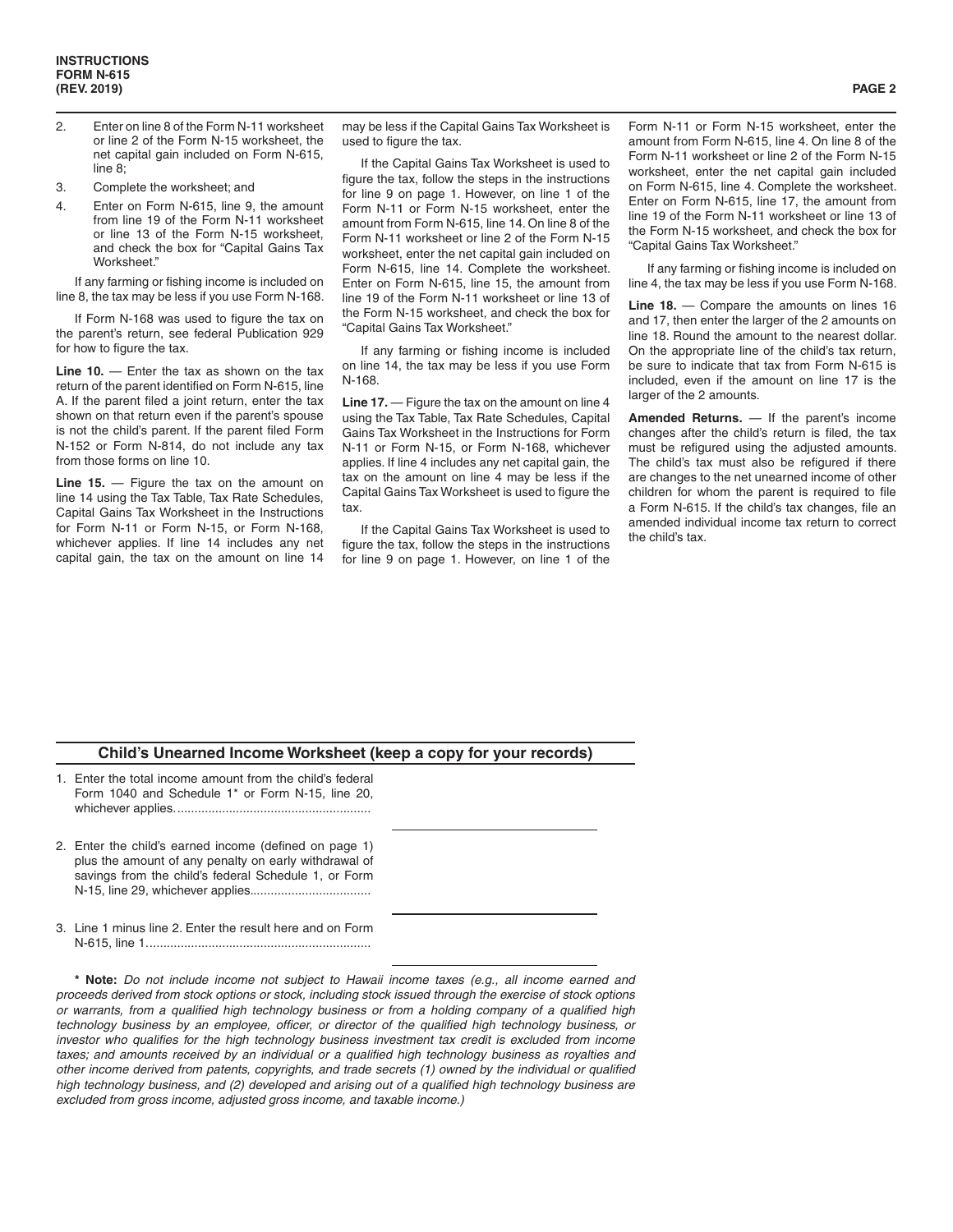2. Enter on line 8 of the Form N-11 worksheet or line 2 of the Form N-15 worksheet, the net capital gain included on Form N-615, line 8;
3. Complete the worksheet; and
4. Enter on Form N-615, line 9, the amount from line 19 of the Form N-11 worksheet or line 13 of the Form N-15 worksheet, and check the box for "Capital Gains Tax Worksheet."

If any farming or fishing income is included on line 8, the tax may be less if you use Form N-168.

If Form N-168 was used to figure the tax on the parent's return, see federal Publication 929 for how to figure the tax.

**Line 10.** — Enter the tax as shown on the tax return of the parent identified on Form N-615, line A. If the parent filed a joint return, enter the tax shown on that return even if the parent's spouse is not the child's parent. If the parent filed Form N-152 or Form N-814, do not include any tax from those forms on line 10.

**Line 15.** — Figure the tax on the amount on line 14 using the Tax Table, Tax Rate Schedules, Capital Gains Tax Worksheet in the Instructions for Form N-11 or Form N-15, or Form N-168, whichever applies. If line 14 includes any net capital gain, the tax on the amount on line 14 may be less if the Capital Gains Tax Worksheet is used to figure the tax.

If the Capital Gains Tax Worksheet is used to figure the tax, follow the steps in the instructions for line 9 on page 1. However, on line 1 of the Form N-11 or Form N-15 worksheet, enter the amount from Form N-615, line 14. On line 8 of the Form N-11 worksheet or line 2 of the Form N-15 worksheet, enter the net capital gain included on Form N-615, line 14. Complete the worksheet. Enter on Form N-615, line 15, the amount from line 19 of the Form N-11 worksheet or line 13 of the Form N-15 worksheet, and check the box for "Capital Gains Tax Worksheet."

If any farming or fishing income is included on line 14, the tax may be less if you use Form N-168.

**Line 17.** — Figure the tax on the amount on line 4 using the Tax Table, Tax Rate Schedules, Capital Gains Tax Worksheet in the Instructions for Form N-11 or Form N-15, or Form N-168, whichever applies. If line 4 includes any net capital gain, the tax on the amount on line 4 may be less if the Capital Gains Tax Worksheet is used to figure the tax.

If the Capital Gains Tax Worksheet is used to figure the tax, follow the steps in the instructions for line 9 on page 1. However, on line 1 of the Form N-11 or Form N-15 worksheet, enter the amount from Form N-615, line 4. On line 8 of the Form N-11 worksheet or line 2 of the Form N-15 worksheet, enter the net capital gain included on Form N-615, line 4. Complete the worksheet. Enter on Form N-615, line 17, the amount from line 19 of the Form N-11 worksheet or line 13 of the Form N-15 worksheet, and check the box for "Capital Gains Tax Worksheet."

If any farming or fishing income is included on line 4, the tax may be less if you use Form N-168.

**Line 18.** — Compare the amounts on lines 16 and 17, then enter the larger of the 2 amounts on line 18. Round the amount to the nearest dollar. On the appropriate line of the child's tax return, be sure to indicate that tax from Form N-615 is included, even if the amount on line 17 is the larger of the 2 amounts.

**Amended Returns.** — If the parent's income changes after the child's return is filed, the tax must be refigured using the adjusted amounts. The child's tax must also be refigured if there are changes to the net unearned income of other children for whom the parent is required to file a Form N-615. If the child's tax changes, file an amended individual income tax return to correct the child's tax.

## Child's Unearned Income Worksheet (keep a copy for your records)

1. Enter the total income amount from the child's federal Form 1040 and Schedule 1* or Form N-15, line 20, whichever applies........................................................ ____________
2. Enter the child's earned income (defined on page 1) plus the amount of any penalty on early withdrawal of savings from the child's federal Schedule 1, or Form N-15, line 29, whichever applies.................................. ____________
3. Line 1 minus line 2. Enter the result here and on Form N-615, line 1................................................................ ____________

**\* Note:** *Do not include income not subject to Hawaii income taxes (e.g., all income earned and proceeds derived from stock options or stock, including stock issued through the exercise of stock options or warrants, from a qualified high technology business or from a holding company of a qualified high technology business by an employee, officer, or director of the qualified high technology business, or investor who qualifies for the high technology business investment tax credit is excluded from income taxes; and amounts received by an individual or a qualified high technology business as royalties and other income derived from patents, copyrights, and trade secrets (1) owned by the individual or qualified high technology business, and (2) developed and arising out of a qualified high technology business are excluded from gross income, adjusted gross income, and taxable income.)*